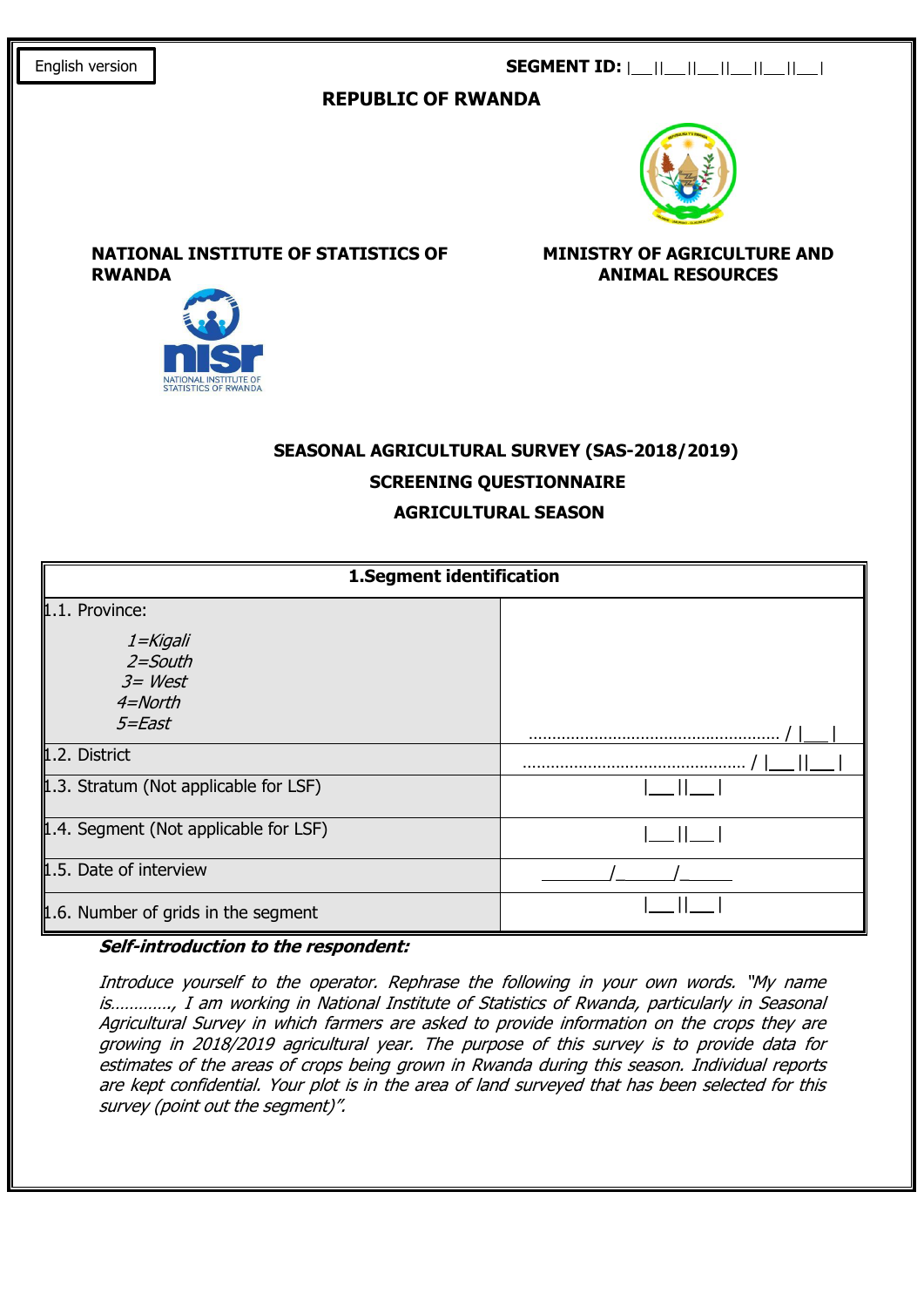English version

**SEGMENT ID:** |__||__||__||__||__||__||__|

**REPUBLIC OF RWANDA**

**NATIONAL INSTITUTE OF STATISTICS OF RWANDA**

**MINISTRY OF AGRICULTURE AND ANIMAL RESOURCES**

NATIONAL INSTITUTE OF STATISTICS OF RWANDA

# SEASONAL AGRICULTURAL SURVEY (SAS-2018/2019)

## SCREENING QUESTIONNAIRE

## AGRICULTURAL SEASON

| **1.Segment identification** | |
|---|---|
| 1.1. Province:<br>*1=Kigali*<br>*2=South*<br>*3= West*<br>*4=North*<br>*5=East* | ………………………………………………… / \|__\| |
| 1.2. District | ……………………………………………… / \|__\|\|__\| |
| 1.3. Stratum (Not applicable for LSF) | \|__\|\|__\| |
| 1.4. Segment (Not applicable for LSF) | \|__\|\|__\| |
| 1.5. Date of interview | ________/______/______ |
| 1.6. Number of grids in the segment | \|__\|\|__\| |

***Self-introduction to the respondent:***

*Introduce yourself to the operator. Rephrase the following in your own words. "My name is…………, I am working in National Institute of Statistics of Rwanda, particularly in Seasonal Agricultural Survey in which farmers are asked to provide information on the crops they are growing in 2018/2019 agricultural year. The purpose of this survey is to provide data for estimates of the areas of crops being grown in Rwanda during this season. Individual reports are kept confidential. Your plot is in the area of land surveyed that has been selected for this survey (point out the segment)".*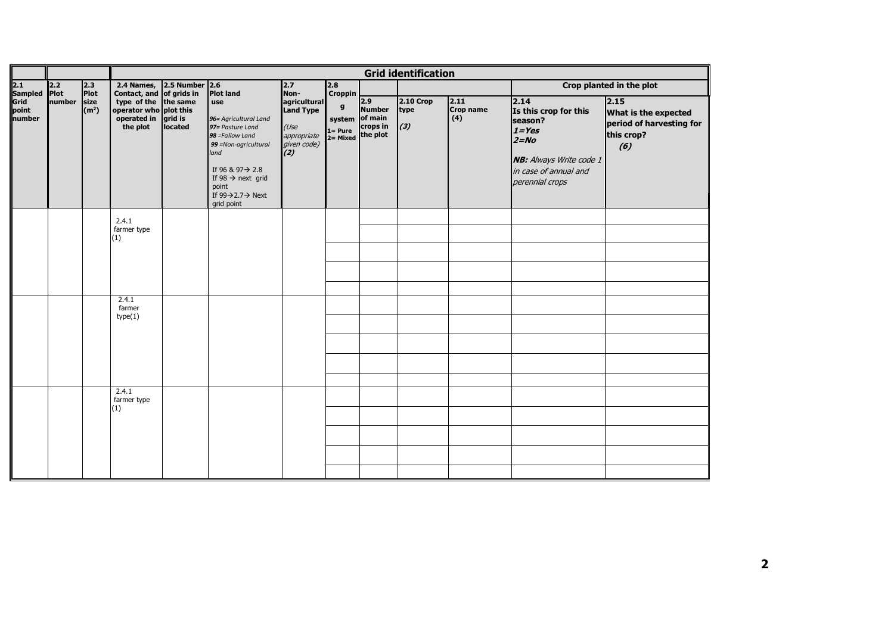| | | | Grid identification | | | | | | | | | |
|---|---|---|---|---|---|---|---|---|---|---|---|---|
| | | | | | | | | | | | Crop planted in the plot | |
| **2.1 Sampled Grid point number** | **2.2 Plot number** | **2.3 Plot size ($m^2$)** | **2.4 Names, Contact, and type of the operator who operated in the plot** | **2.5 Number of grids in the same plot this grid is located** | **2.6 Plot land use** *96= Agricultural Land* *97= Pasture Land* *98 =Fallow Land* *99 =Non-agricultural land* If 96 & 97→ 2.8 If 98 → next grid point If 99→2.7→ Next grid point | **2.7 Non-agricultural Land Type** *(Use appropriate given code)* *(2)* | **2.8 Cropping system** 1= Pure 2= Mixed | **2.9 Number of main crops in the plot** | **2.10 Crop type** *(3)* | **2.11 Crop name (4)** | **2.14 Is this crop for this season?** *1=Yes* *2=No* ***NB:*** *Always Write code 1 in case of annual and perennial crops* | **2.15 What is the expected period of harvesting for this crop?** *(6)* |
| | | | 2.4.1 farmer type (1) | | | | | | | | | |
| | | | | | | | | | | | | |
| | | | | | | | | | | | | |
| | | | | | | | | | | | | |
| | | | | | | | | | | | | |
| | | | 2.4.1 farmer type(1) | | | | | | | | | |
| | | | | | | | | | | | | |
| | | | | | | | | | | | | |
| | | | | | | | | | | | | |
| | | | | | | | | | | | | |
| | | | 2.4.1 farmer type (1) | | | | | | | | | |
| | | | | | | | | | | | | |
| | | | | | | | | | | | | |
| | | | | | | | | | | | | |
| | | | | | | | | | | | | |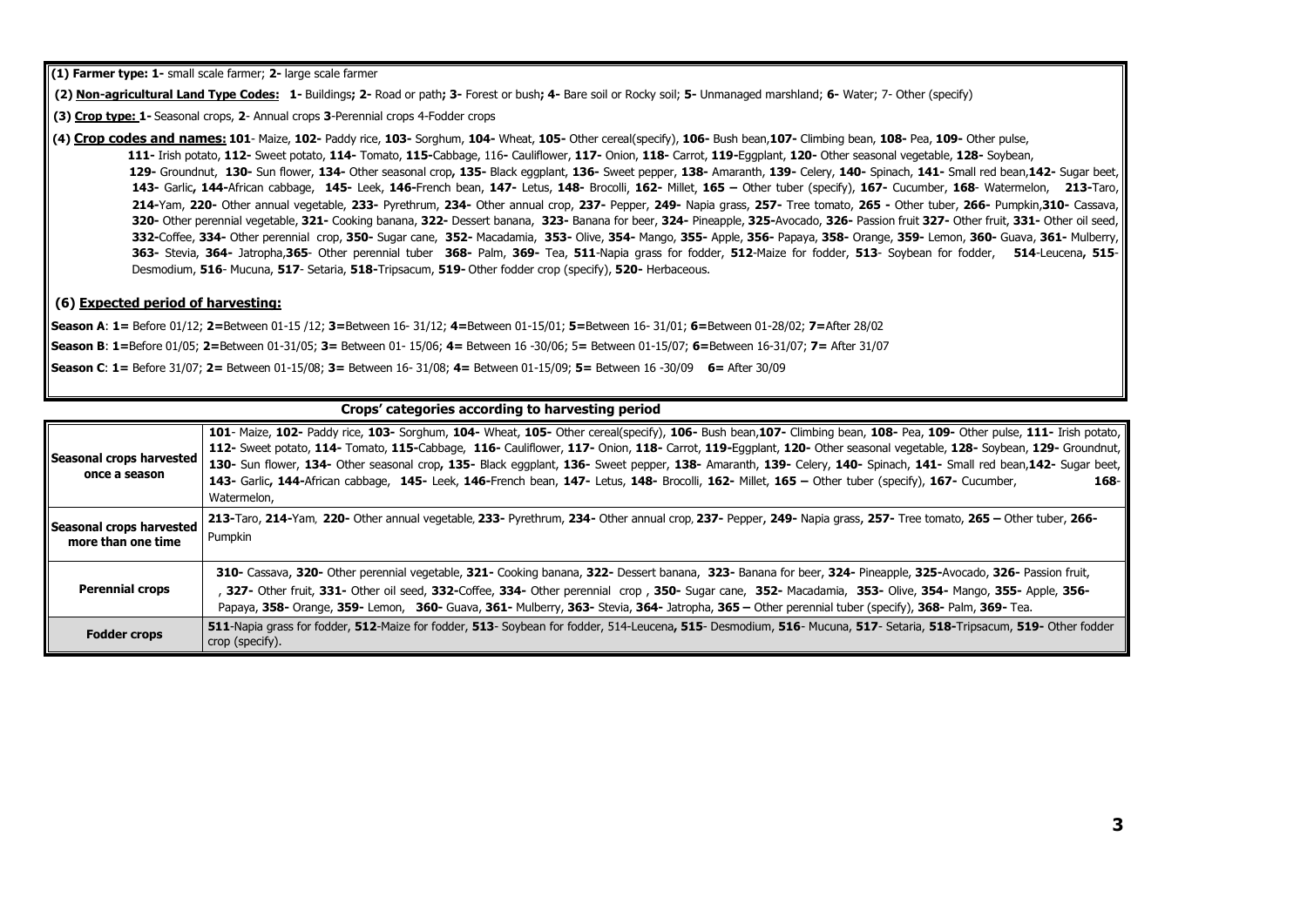**(1) Farmer type: 1-** small scale farmer; **2-** large scale farmer

**(2) Non-agricultural Land Type Codes: 1-** Buildings**; 2-** Road or path**; 3-** Forest or bush**; 4-** Bare soil or Rocky soil; **5-** Unmanaged marshland; **6-** Water; 7- Other (specify)

**(3) Crop type: 1-** Seasonal crops, **2**- Annual crops **3**-Perennial crops 4-Fodder crops

**(4) Crop codes and names: 101**- Maize, **102-** Paddy rice, **103-** Sorghum, **104-** Wheat, **105-** Other cereal(specify), **106-** Bush bean,**107-** Climbing bean, **108-** Pea, **109-** Other pulse, **111-** Irish potato, **112-** Sweet potato, **114-** Tomato, **115-**Cabbage, 116**-** Cauliflower, **117-** Onion, **118-** Carrot, **119-**Eggplant, **120-** Other seasonal vegetable, **128-** Soybean, **129-** Groundnut, **130-** Sun flower, **134-** Other seasonal crop**, 135-** Black eggplant, **136-** Sweet pepper, **138-** Amaranth, **139-** Celery, **140-** Spinach, **141-** Small red bean,**142-** Sugar beet, **143-** Garlic**, 144-**African cabbage, **145-** Leek, **146-**French bean, **147-** Letus, **148-** Brocolli, **162-** Millet, **165 –** Other tuber (specify), **167-** Cucumber, **168**- Watermelon, **213-**Taro, **214-**Yam, **220-** Other annual vegetable, **233-** Pyrethrum, **234-** Other annual crop, **237-** Pepper, **249-** Napia grass, **257-** Tree tomato, **265 -** Other tuber, **266-** Pumpkin,**310-** Cassava, **320-** Other perennial vegetable, **321-** Cooking banana, **322-** Dessert banana, **323-** Banana for beer, **324-** Pineapple, **325-**Avocado, **326-** Passion fruit **327-** Other fruit, **331-** Other oil seed, **332-**Coffee, **334-** Other perennial crop, **350-** Sugar cane, **352-** Macadamia, **353-** Olive, **354-** Mango, **355-** Apple, **356-** Papaya, **358-** Orange, **359-** Lemon, **360-** Guava, **361-** Mulberry, **363-** Stevia, **364-** Jatropha,**365**- Other perennial tuber **368-** Palm, **369-** Tea, **511**-Napia grass for fodder, **512**-Maize for fodder, **513**- Soybean for fodder, **514**-Leucena**, 515**-Desmodium, **516**- Mucuna, **517**- Setaria, **518-**Tripsacum, **519-** Other fodder crop (specify), **520-** Herbaceous.

**(6) Expected period of harvesting:**

**Season A**: **1=** Before 01/12; **2=**Between 01-15 /12; **3=**Between 16- 31/12; **4=**Between 01-15/01; **5=**Between 16- 31/01; **6=**Between 01-28/02; **7=**After 28/02

**Season B**: **1=**Before 01/05; **2=**Between 01-31/05; **3=** Between 01- 15/06; **4=** Between 16 -30/06; 5**=** Between 01-15/07; **6=**Between 16-31/07; **7=** After 31/07

**Season C**: **1=** Before 31/07; **2=** Between 01-15/08; **3=** Between 16- 31/08; **4=** Between 01-15/09; **5=** Between 16 -30/09 **6=** After 30/09

**Crops' categories according to harvesting period**

| | |
|---|---|
| **Seasonal crops harvested once a season** | **101**- Maize, **102-** Paddy rice, **103-** Sorghum, **104-** Wheat, **105-** Other cereal(specify), **106-** Bush bean,**107-** Climbing bean, **108-** Pea, **109-** Other pulse, **111-** Irish potato, **112-** Sweet potato, **114-** Tomato, **115-**Cabbage, **116-** Cauliflower, **117-** Onion, **118-** Carrot, **119-**Eggplant, **120-** Other seasonal vegetable, **128-** Soybean, **129-** Groundnut, **130-** Sun flower, **134-** Other seasonal crop**, 135-** Black eggplant, **136-** Sweet pepper, **138-** Amaranth, **139-** Celery, **140-** Spinach, **141-** Small red bean,**142-** Sugar beet, **143-** Garlic**, 144-**African cabbage, **145-** Leek, **146-**French bean, **147-** Letus, **148-** Brocolli, **162-** Millet, **165 –** Other tuber (specify), **167-** Cucumber, **168**- Watermelon, |
| **Seasonal crops harvested more than one time** | **213-**Taro, **214-**Yam, **220-** Other annual vegetable, **233-** Pyrethrum, **234-** Other annual crop, **237-** Pepper**, 249-** Napia grass**, 257-** Tree tomato, **265 –** Other tuber, **266-** Pumpkin |
| **Perennial crops** | **310-** Cassava, **320-** Other perennial vegetable, **321-** Cooking banana, **322-** Dessert banana, **323-** Banana for beer, **324-** Pineapple, **325-**Avocado, **326-** Passion fruit, , **327-** Other fruit, **331-** Other oil seed, **332-**Coffee, **334-** Other perennial crop , **350-** Sugar cane, **352-** Macadamia, **353-** Olive, **354-** Mango, **355-** Apple, **356-** Papaya, **358-** Orange, **359-** Lemon, **360-** Guava, **361-** Mulberry, **363-** Stevia, **364-** Jatropha, **365 –** Other perennial tuber (specify), **368-** Palm, **369-** Tea. |
| **Fodder crops** | **511**-Napia grass for fodder, **512**-Maize for fodder, **513**- Soybean for fodder, 514-Leucena**, 515**- Desmodium, **516**- Mucuna, **517**- Setaria, **518-**Tripsacum, **519-** Other fodder crop (specify). |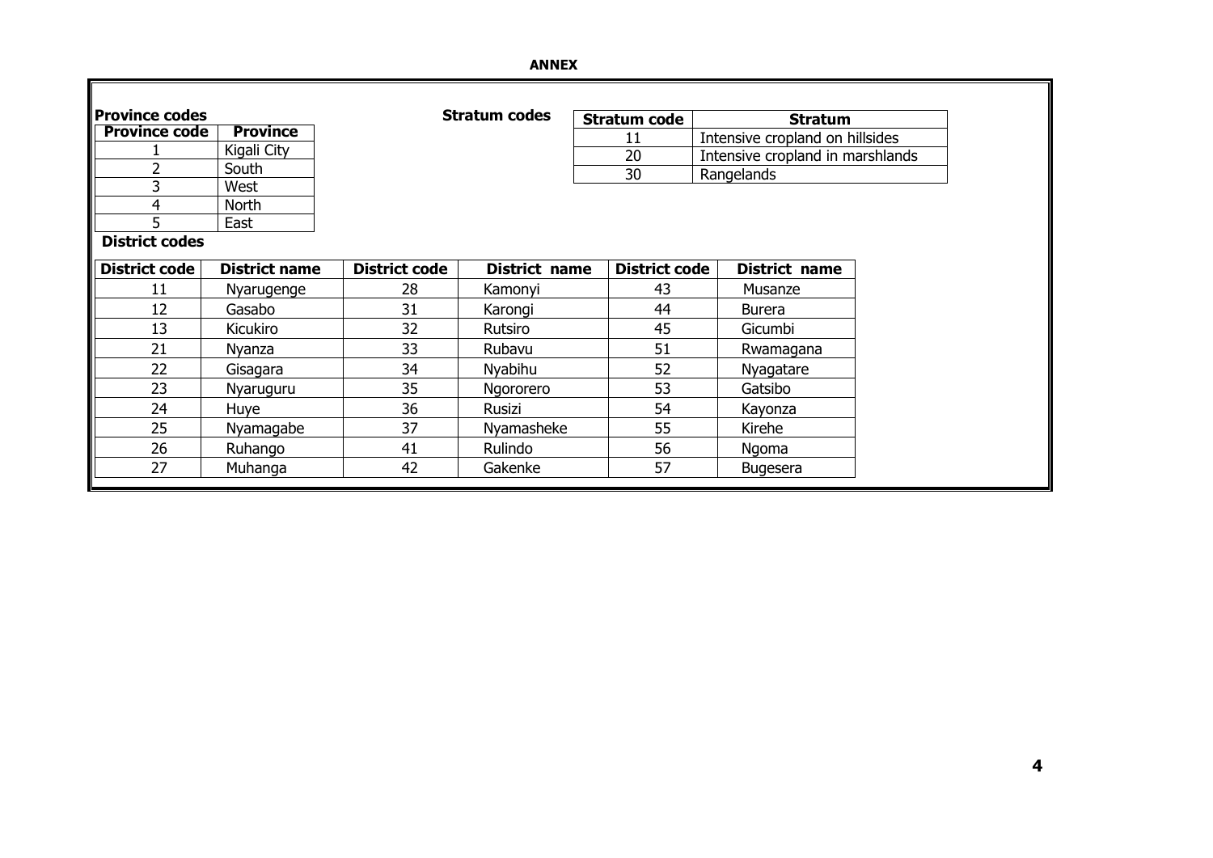# ANNEX

**Province codes**

| Province code | Province |
|---|---|
| 1 | Kigali City |
| 2 | South |
| 3 | West |
| 4 | North |
| 5 | East |

**Stratum codes**

| Stratum code | Stratum |
|---|---|
| 11 | Intensive cropland on hillsides |
| 20 | Intensive cropland in marshlands |
| 30 | Rangelands |

**District codes**

| District code | District name | District code | District name | District code | District name |
|---|---|---|---|---|---|
| 11 | Nyarugenge | 28 | Kamonyi | 43 | Musanze |
| 12 | Gasabo | 31 | Karongi | 44 | Burera |
| 13 | Kicukiro | 32 | Rutsiro | 45 | Gicumbi |
| 21 | Nyanza | 33 | Rubavu | 51 | Rwamagana |
| 22 | Gisagara | 34 | Nyabihu | 52 | Nyagatare |
| 23 | Nyaruguru | 35 | Ngororero | 53 | Gatsibo |
| 24 | Huye | 36 | Rusizi | 54 | Kayonza |
| 25 | Nyamagabe | 37 | Nyamasheke | 55 | Kirehe |
| 26 | Ruhango | 41 | Rulindo | 56 | Ngoma |
| 27 | Muhanga | 42 | Gakenke | 57 | Bugesera |